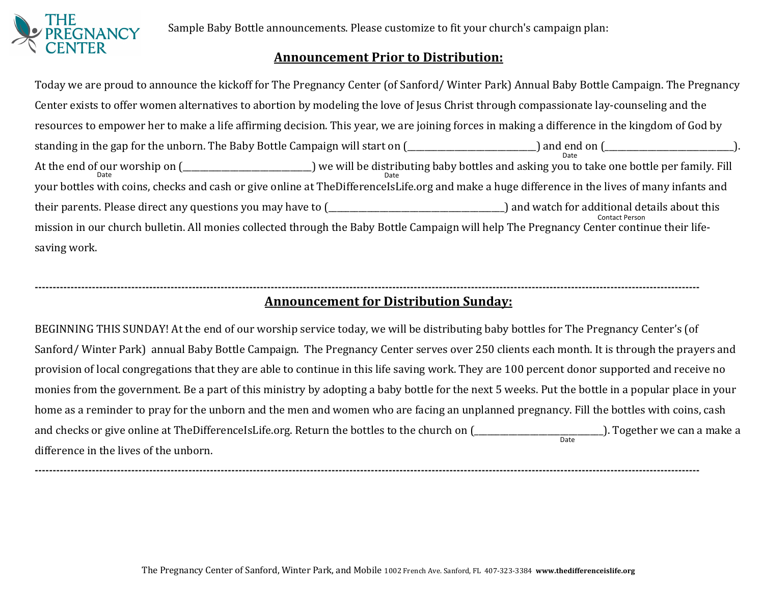THE PREGNANCY CENTER

Sample Baby Bottle announcements. Please customize to fit your church's campaign plan:

## **Announcement Prior to Distribution:**

Today we are proud to announce the kickoff for The Pregnancy Center (of Sanford/ Winter Park) Annual Baby Bottle Campaign. The Pregnancy Center exists to offer women alternatives to abortion by modeling the love of Jesus Christ through compassionate lay-counseling and the resources to empower her to make a life affirming decision. This year, we are joining forces in making a difference in the kingdom of God by standing in the gap for the unborn. The Baby Bottle Campaign will start on (____________________________ Date) and end on (____________________________ Date). At the end of our worship on (____________________________ Date) we will be distributing baby bottles and asking you to take one bottle per family. Fill your bottles with coins, checks and cash or give online at TheDifferenceIsLife.org and make a huge difference in the lives of many infants and their parents. Please direct any questions you may have to (________________________________________ Contact Person) and watch for additional details about this mission in our church bulletin. All monies collected through the Baby Bottle Campaign will help The Pregnancy Center continue their life-saving work.

---

## **Announcement for Distribution Sunday:**

BEGINNING THIS SUNDAY! At the end of our worship service today, we will be distributing baby bottles for The Pregnancy Center's (of Sanford/ Winter Park) annual Baby Bottle Campaign. The Pregnancy Center serves over 250 clients each month. It is through the prayers and provision of local congregations that they are able to continue in this life saving work. They are 100 percent donor supported and receive no monies from the government. Be a part of this ministry by adopting a baby bottle for the next 5 weeks. Put the bottle in a popular place in your home as a reminder to pray for the unborn and the men and women who are facing an unplanned pregnancy. Fill the bottles with coins, cash and checks or give online at TheDifferenceIsLife.org. Return the bottles to the church on (____________________________ Date). Together we can a make a difference in the lives of the unborn.

---

The Pregnancy Center of Sanford, Winter Park, and Mobile 1002 French Ave. Sanford, FL 407-323-3384 **www.thedifferenceislife.org**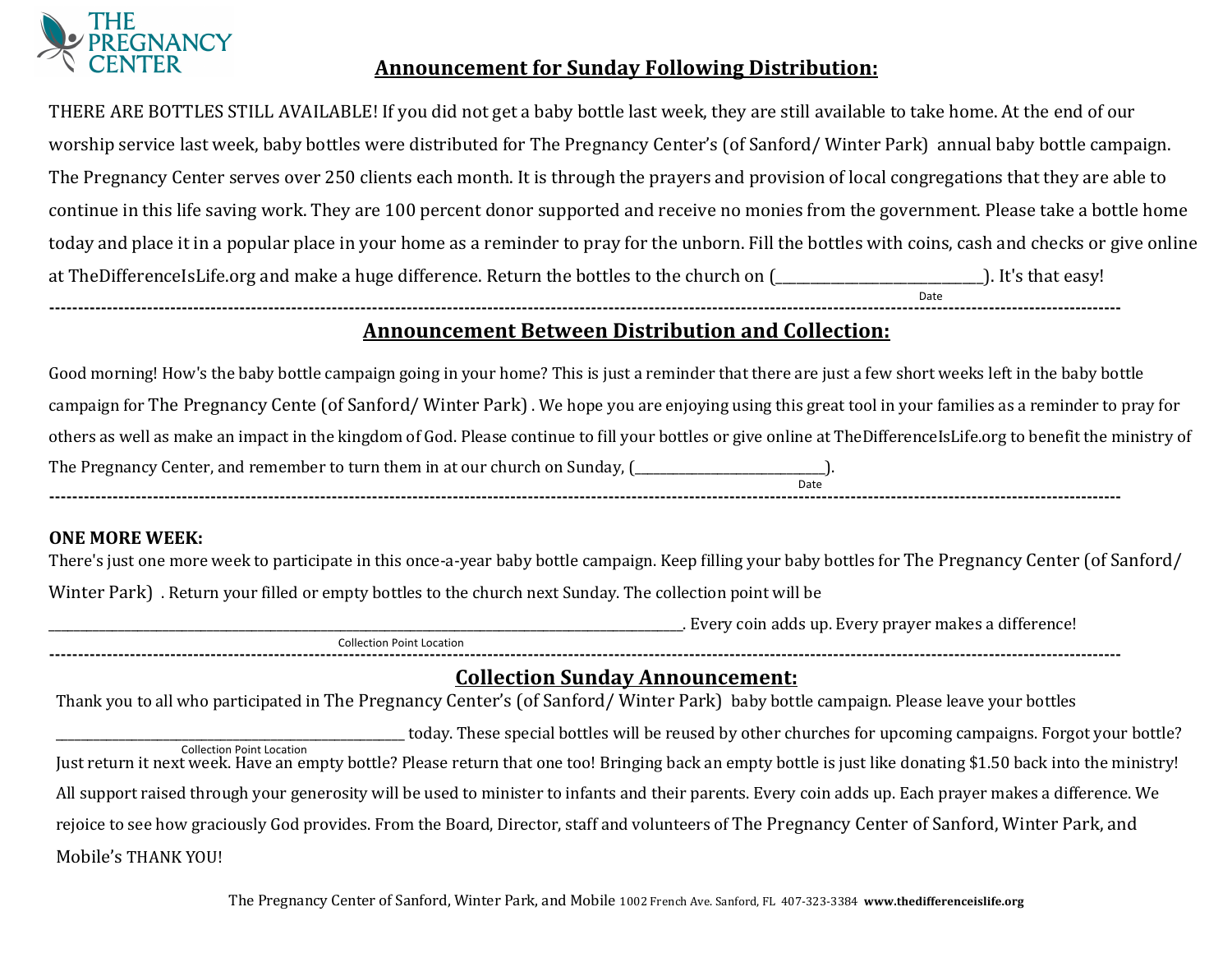THE PREGNANCY CENTER

## Announcement for Sunday Following Distribution:

THERE ARE BOTTLES STILL AVAILABLE! If you did not get a baby bottle last week, they are still available to take home. At the end of our worship service last week, baby bottles were distributed for The Pregnancy Center's (of Sanford/ Winter Park) annual baby bottle campaign. The Pregnancy Center serves over 250 clients each month. It is through the prayers and provision of local congregations that they are able to continue in this life saving work. They are 100 percent donor supported and receive no monies from the government. Please take a bottle home today and place it in a popular place in your home as a reminder to pray for the unborn. Fill the bottles with coins, cash and checks or give online at TheDifferenceIsLife.org and make a huge difference. Return the bottles to the church on (____________________________). It's that easy!

Date

---

## Announcement Between Distribution and Collection:

Good morning! How's the baby bottle campaign going in your home? This is just a reminder that there are just a few short weeks left in the baby bottle campaign for The Pregnancy Cente (of Sanford/ Winter Park) . We hope you are enjoying using this great tool in your families as a reminder to pray for others as well as make an impact in the kingdom of God. Please continue to fill your bottles or give online at TheDifferenceIsLife.org to benefit the ministry of The Pregnancy Center, and remember to turn them in at our church on Sunday, (____________________________).

Date

---

**ONE MORE WEEK:**

There's just one more week to participate in this once-a-year baby bottle campaign. Keep filling your baby bottles for The Pregnancy Center (of Sanford/ Winter Park) . Return your filled or empty bottles to the church next Sunday. The collection point will be

______________________________________________________________________________________________. Every coin adds up. Every prayer makes a difference!

Collection Point Location

---

## Collection Sunday Announcement:

Thank you to all who participated in The Pregnancy Center's (of Sanford/ Winter Park) baby bottle campaign. Please leave your bottles

_______________________________________________________ today. These special bottles will be reused by other churches for upcoming campaigns. Forgot your bottle?

Collection Point Location

Just return it next week. Have an empty bottle? Please return that one too! Bringing back an empty bottle is just like donating $1.50 back into the ministry! All support raised through your generosity will be used to minister to infants and their parents. Every coin adds up. Each prayer makes a difference. We rejoice to see how graciously God provides. From the Board, Director, staff and volunteers of The Pregnancy Center of Sanford, Winter Park, and Mobile's THANK YOU!

The Pregnancy Center of Sanford, Winter Park, and Mobile 1002 French Ave. Sanford, FL 407-323-3384 **www.thedifferenceislife.org**